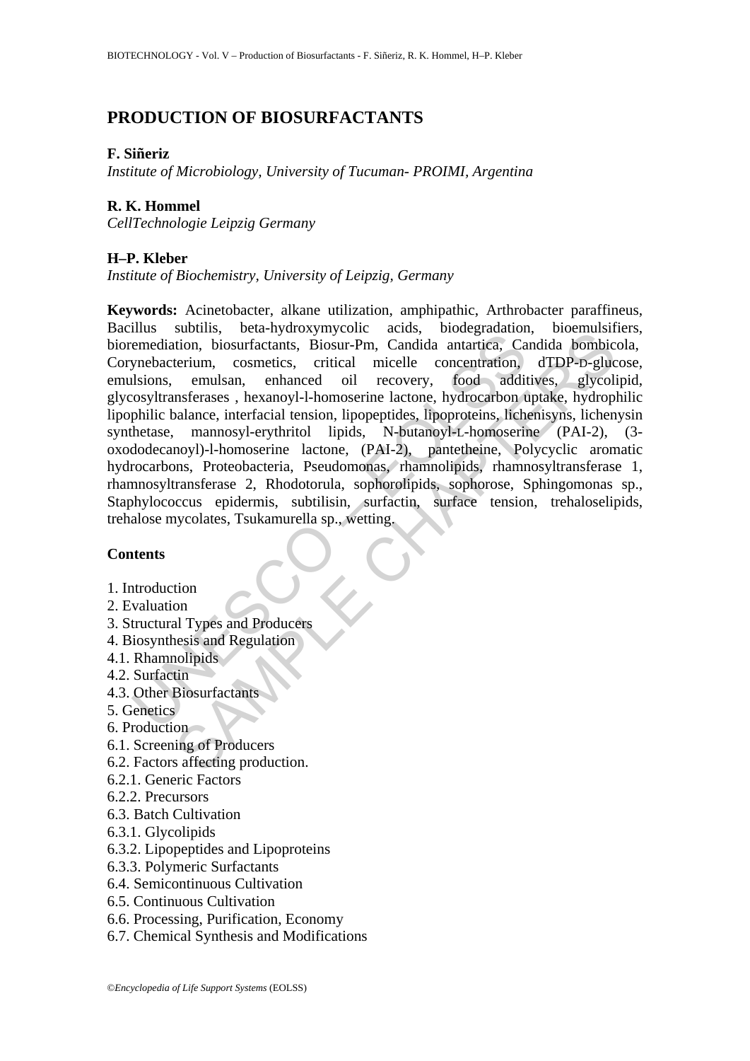# PRODUCTION OF BIOSURFACTANTS

**F. Siñeriz**

*Institute of Microbiology, University of Tucuman- PROIMI, Argentina*

**R. K. Hommel**

*CellTechnologie Leipzig Germany*

**H–P. Kleber**

*Institute of Biochemistry, University of Leipzig, Germany*

**Keywords:** Acinetobacter, alkane utilization, amphipathic, Arthrobacter paraffineus, Bacillus subtilis, beta-hydroxymycolic acids, biodegradation, bioemulsifiers, bioremediation, biosurfactants, Biosur-Pm, Candida antartica, Candida bombicola, Corynebacterium, cosmetics, critical micelle concentration, dTDP-D-glucose, emulsions, emulsan, enhanced oil recovery, food additives, glycolipid, glycosyltransferases , hexanoyl-l-homoserine lactone, hydrocarbon uptake, hydrophilic lipophilic balance, interfacial tension, lipopeptides, lipoproteins, lichenisyns, lichenysin synthetase, mannosyl-erythritol lipids, N-butanoyl-L-homoserine (PAI-2), (3-oxododecanoyl)-l-homoserine lactone, (PAI-2), pantetheine, Polycyclic aromatic hydrocarbons, Proteobacteria, Pseudomonas, rhamnolipids, rhamnosyltransferase 1, rhamnosyltransferase 2, Rhodotorula, sophorolipids, sophorose, Sphingomonas sp., Staphylococcus epidermis, subtilisin, surfactin, surface tension, trehaloselipids, trehalose mycolates, Tsukamurella sp., wetting.

**Contents**

1. Introduction
2. Evaluation
3. Structural Types and Producers
4. Biosynthesis and Regulation
4.1. Rhamnolipids
4.2. Surfactin
4.3. Other Biosurfactants
5. Genetics
6. Production
6.1. Screening of Producers
6.2. Factors affecting production.
6.2.1. Generic Factors
6.2.2. Precursors
6.3. Batch Cultivation
6.3.1. Glycolipids
6.3.2. Lipopeptides and Lipoproteins
6.3.3. Polymeric Surfactants
6.4. Semicontinuous Cultivation
6.5. Continuous Cultivation
6.6. Processing, Purification, Economy
6.7. Chemical Synthesis and Modifications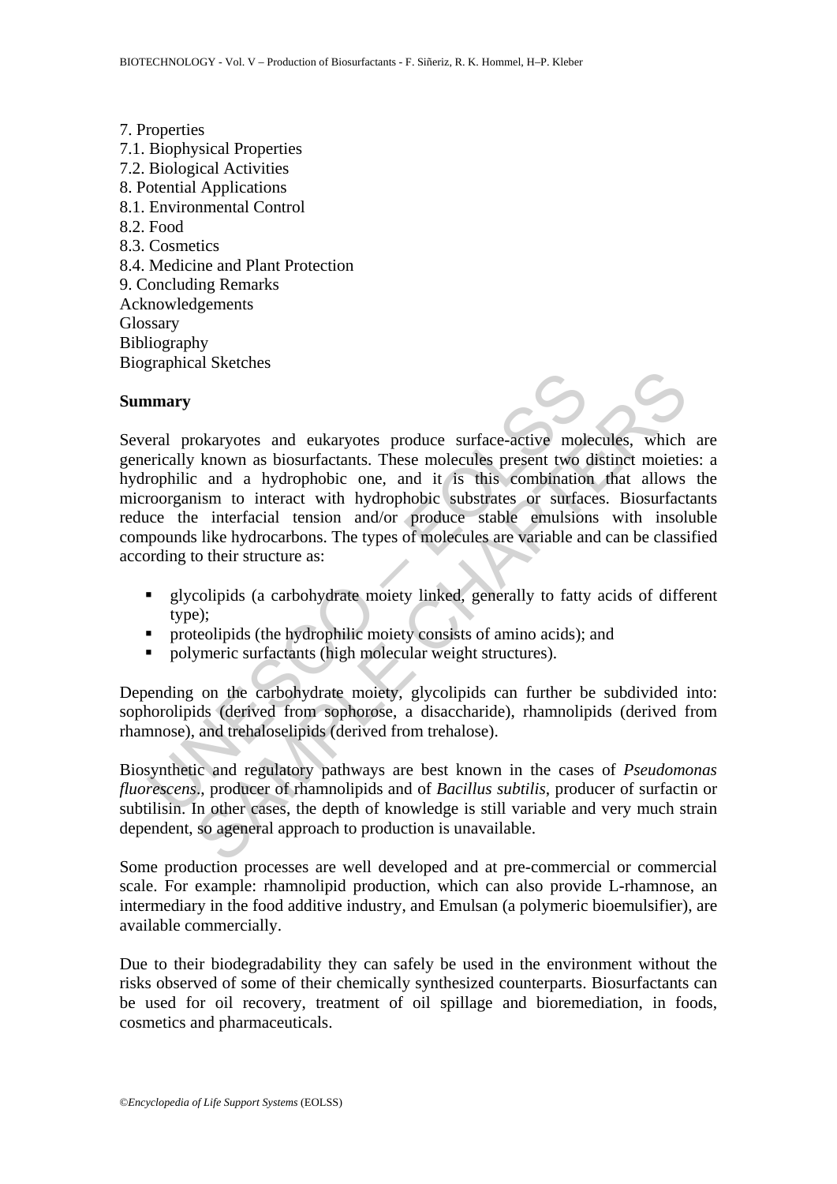7. Properties
7.1. Biophysical Properties
7.2. Biological Activities
8. Potential Applications
8.1. Environmental Control
8.2. Food
8.3. Cosmetics
8.4. Medicine and Plant Protection
9. Concluding Remarks
Acknowledgements
Glossary
Bibliography
Biographical Sketches

## Summary

Several prokaryotes and eukaryotes produce surface-active molecules, which are generically known as biosurfactants. These molecules present two distinct moieties: a hydrophilic and a hydrophobic one, and it is this combination that allows the microorganism to interact with hydrophobic substrates or surfaces. Biosurfactants reduce the interfacial tension and/or produce stable emulsions with insoluble compounds like hydrocarbons. The types of molecules are variable and can be classified according to their structure as:

- glycolipids (a carbohydrate moiety linked, generally to fatty acids of different type);
- proteolipids (the hydrophilic moiety consists of amino acids); and
- polymeric surfactants (high molecular weight structures).

Depending on the carbohydrate moiety, glycolipids can further be subdivided into: sophorolipids (derived from sophorose, a disaccharide), rhamnolipids (derived from rhamnose), and trehaloselipids (derived from trehalose).

Biosynthetic and regulatory pathways are best known in the cases of *Pseudomonas fluorescens.*, producer of rhamnolipids and of *Bacillus subtilis*, producer of surfactin or subtilisin. In other cases, the depth of knowledge is still variable and very much strain dependent, so ageneral approach to production is unavailable.

Some production processes are well developed and at pre-commercial or commercial scale. For example: rhamnolipid production, which can also provide L-rhamnose, an intermediary in the food additive industry, and Emulsan (a polymeric bioemulsifier), are available commercially.

Due to their biodegradability they can safely be used in the environment without the risks observed of some of their chemically synthesized counterparts. Biosurfactants can be used for oil recovery, treatment of oil spillage and bioremediation, in foods, cosmetics and pharmaceuticals.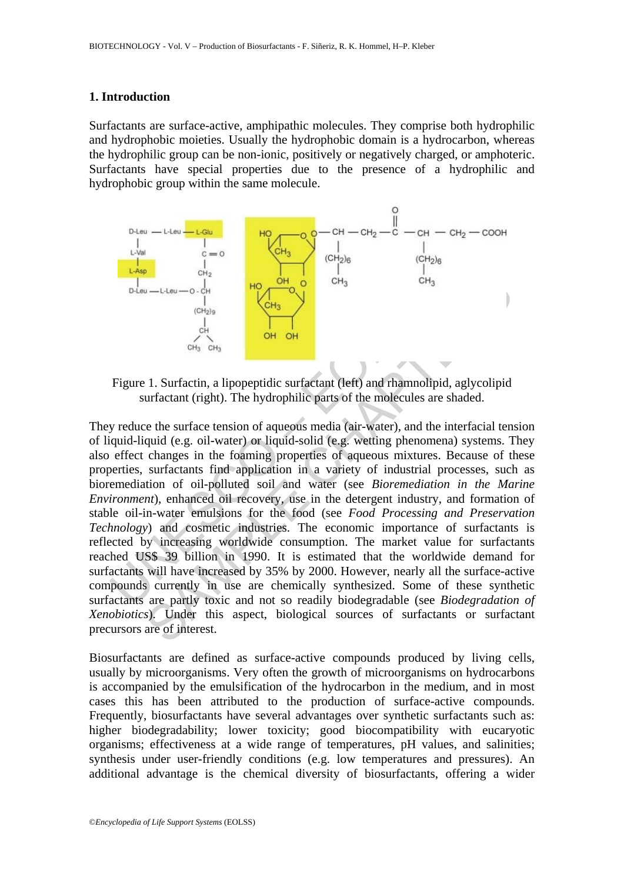## 1. Introduction

Surfactants are surface-active, amphipathic molecules. They comprise both hydrophilic and hydrophobic moieties. Usually the hydrophobic domain is a hydrocarbon, whereas the hydrophilic group can be non-ionic, positively or negatively charged, or amphoteric. Surfactants have special properties due to the presence of a hydrophilic and hydrophobic group within the same molecule.

Figure 1. Surfactin, a lipopeptidic surfactant (left) and rhamnolipid, aglycolipid surfactant (right). The hydrophilic parts of the molecules are shaded.

They reduce the surface tension of aqueous media (air-water), and the interfacial tension of liquid-liquid (e.g. oil-water) or liquid-solid (e.g. wetting phenomena) systems. They also effect changes in the foaming properties of aqueous mixtures. Because of these properties, surfactants find application in a variety of industrial processes, such as bioremediation of oil-polluted soil and water (see *Bioremediation in the Marine Environment*), enhanced oil recovery, use in the detergent industry, and formation of stable oil-in-water emulsions for the food (see *Food Processing and Preservation Technology*) and cosmetic industries. The economic importance of surfactants is reflected by increasing worldwide consumption. The market value for surfactants reached US$ 39 billion in 1990. It is estimated that the worldwide demand for surfactants will have increased by 35% by 2000. However, nearly all the surface-active compounds currently in use are chemically synthesized. Some of these synthetic surfactants are partly toxic and not so readily biodegradable (see *Biodegradation of Xenobiotics*). Under this aspect, biological sources of surfactants or surfactant precursors are of interest.

Biosurfactants are defined as surface-active compounds produced by living cells, usually by microorganisms. Very often the growth of microorganisms on hydrocarbons is accompanied by the emulsification of the hydrocarbon in the medium, and in most cases this has been attributed to the production of surface-active compounds. Frequently, biosurfactants have several advantages over synthetic surfactants such as: higher biodegradability; lower toxicity; good biocompatibility with eucaryotic organisms; effectiveness at a wide range of temperatures, pH values, and salinities; synthesis under user-friendly conditions (e.g. low temperatures and pressures). An additional advantage is the chemical diversity of biosurfactants, offering a wider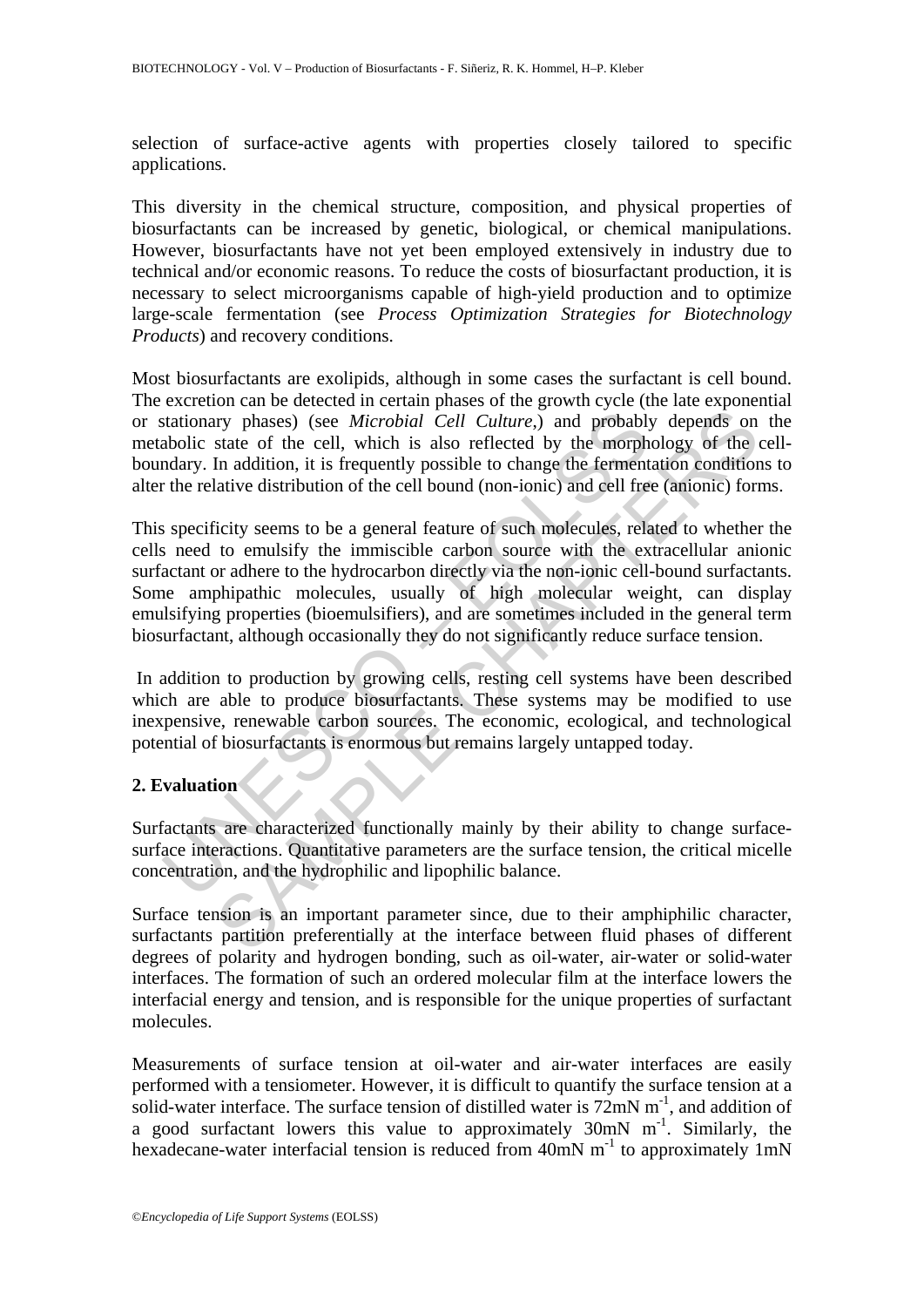selection of surface-active agents with properties closely tailored to specific applications.

This diversity in the chemical structure, composition, and physical properties of biosurfactants can be increased by genetic, biological, or chemical manipulations. However, biosurfactants have not yet been employed extensively in industry due to technical and/or economic reasons. To reduce the costs of biosurfactant production, it is necessary to select microorganisms capable of high-yield production and to optimize large-scale fermentation (see *Process Optimization Strategies for Biotechnology Products*) and recovery conditions.

Most biosurfactants are exolipids, although in some cases the surfactant is cell bound. The excretion can be detected in certain phases of the growth cycle (the late exponential or stationary phases) (see *Microbial Cell Culture*,) and probably depends on the metabolic state of the cell, which is also reflected by the morphology of the cell-boundary. In addition, it is frequently possible to change the fermentation conditions to alter the relative distribution of the cell bound (non-ionic) and cell free (anionic) forms.

This specificity seems to be a general feature of such molecules, related to whether the cells need to emulsify the immiscible carbon source with the extracellular anionic surfactant or adhere to the hydrocarbon directly via the non-ionic cell-bound surfactants. Some amphipathic molecules, usually of high molecular weight, can display emulsifying properties (bioemulsifiers), and are sometimes included in the general term biosurfactant, although occasionally they do not significantly reduce surface tension.

In addition to production by growing cells, resting cell systems have been described which are able to produce biosurfactants. These systems may be modified to use inexpensive, renewable carbon sources. The economic, ecological, and technological potential of biosurfactants is enormous but remains largely untapped today.

## 2. Evaluation

Surfactants are characterized functionally mainly by their ability to change surface-surface interactions. Quantitative parameters are the surface tension, the critical micelle concentration, and the hydrophilic and lipophilic balance.

Surface tension is an important parameter since, due to their amphiphilic character, surfactants partition preferentially at the interface between fluid phases of different degrees of polarity and hydrogen bonding, such as oil-water, air-water or solid-water interfaces. The formation of such an ordered molecular film at the interface lowers the interfacial energy and tension, and is responsible for the unique properties of surfactant molecules.

Measurements of surface tension at oil-water and air-water interfaces are easily performed with a tensiometer. However, it is difficult to quantify the surface tension at a solid-water interface. The surface tension of distilled water is $72\text{mN m}^{-1}$, and addition of a good surfactant lowers this value to approximately $30\text{mN m}^{-1}$. Similarly, the hexadecane-water interfacial tension is reduced from $40\text{mN m}^{-1}$ to approximately 1mN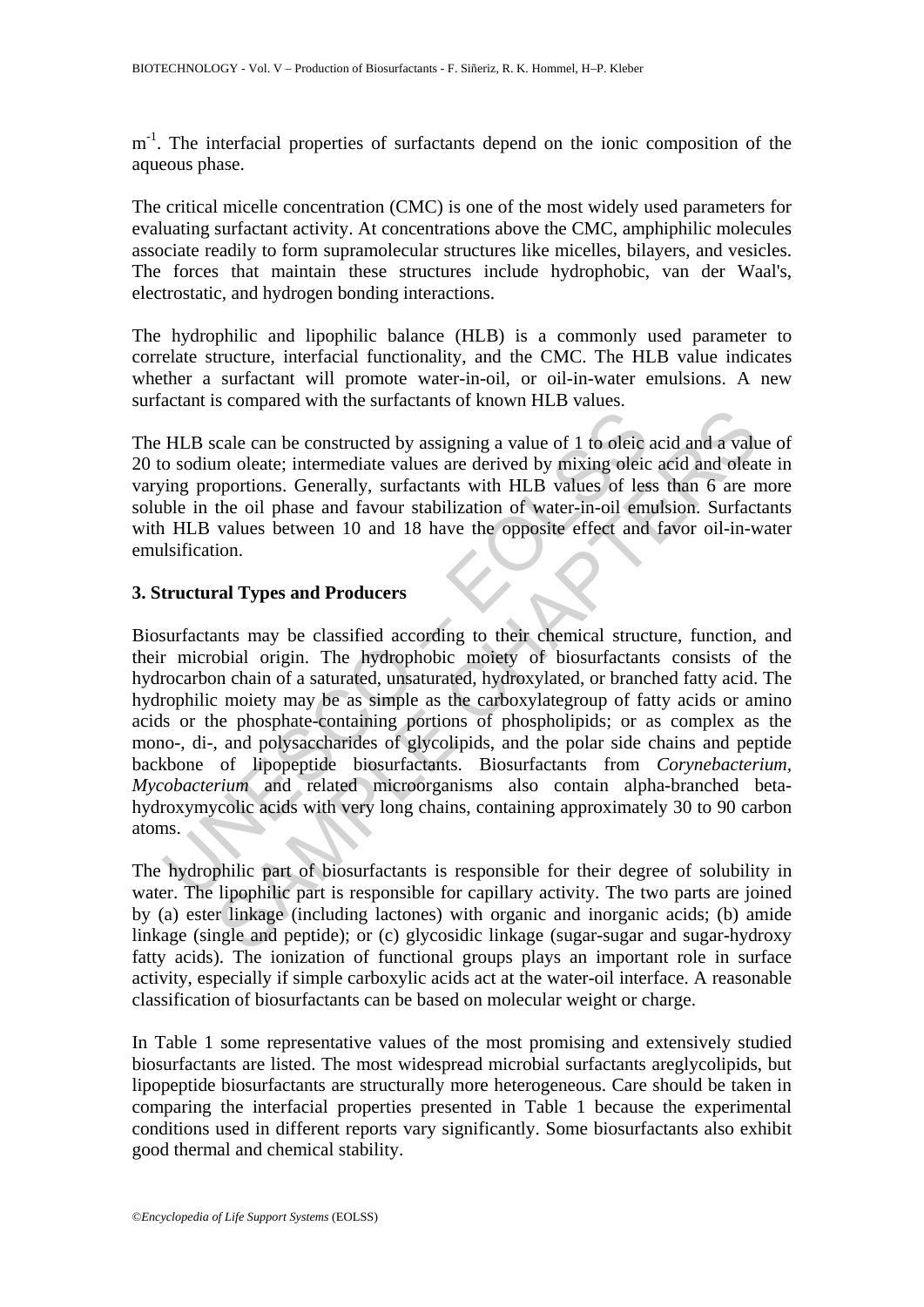$m^{-1}$. The interfacial properties of surfactants depend on the ionic composition of the aqueous phase.

The critical micelle concentration (CMC) is one of the most widely used parameters for evaluating surfactant activity. At concentrations above the CMC, amphiphilic molecules associate readily to form supramolecular structures like micelles, bilayers, and vesicles. The forces that maintain these structures include hydrophobic, van der Waal's, electrostatic, and hydrogen bonding interactions.

The hydrophilic and lipophilic balance (HLB) is a commonly used parameter to correlate structure, interfacial functionality, and the CMC. The HLB value indicates whether a surfactant will promote water-in-oil, or oil-in-water emulsions. A new surfactant is compared with the surfactants of known HLB values.

The HLB scale can be constructed by assigning a value of 1 to oleic acid and a value of 20 to sodium oleate; intermediate values are derived by mixing oleic acid and oleate in varying proportions. Generally, surfactants with HLB values of less than 6 are more soluble in the oil phase and favour stabilization of water-in-oil emulsion. Surfactants with HLB values between 10 and 18 have the opposite effect and favor oil-in-water emulsification.

## 3. Structural Types and Producers

Biosurfactants may be classified according to their chemical structure, function, and their microbial origin. The hydrophobic moiety of biosurfactants consists of the hydrocarbon chain of a saturated, unsaturated, hydroxylated, or branched fatty acid. The hydrophilic moiety may be as simple as the carboxylategroup of fatty acids or amino acids or the phosphate-containing portions of phospholipids; or as complex as the mono-, di-, and polysaccharides of glycolipids, and the polar side chains and peptide backbone of lipopeptide biosurfactants. Biosurfactants from *Corynebacterium*, *Mycobacterium* and related microorganisms also contain alpha-branched beta-hydroxymycolic acids with very long chains, containing approximately 30 to 90 carbon atoms.

The hydrophilic part of biosurfactants is responsible for their degree of solubility in water. The lipophilic part is responsible for capillary activity. The two parts are joined by (a) ester linkage (including lactones) with organic and inorganic acids; (b) amide linkage (single and peptide); or (c) glycosidic linkage (sugar-sugar and sugar-hydroxy fatty acids). The ionization of functional groups plays an important role in surface activity, especially if simple carboxylic acids act at the water-oil interface. A reasonable classification of biosurfactants can be based on molecular weight or charge.

In Table 1 some representative values of the most promising and extensively studied biosurfactants are listed. The most widespread microbial surfactants areglycolipids, but lipopeptide biosurfactants are structurally more heterogeneous. Care should be taken in comparing the interfacial properties presented in Table 1 because the experimental conditions used in different reports vary significantly. Some biosurfactants also exhibit good thermal and chemical stability.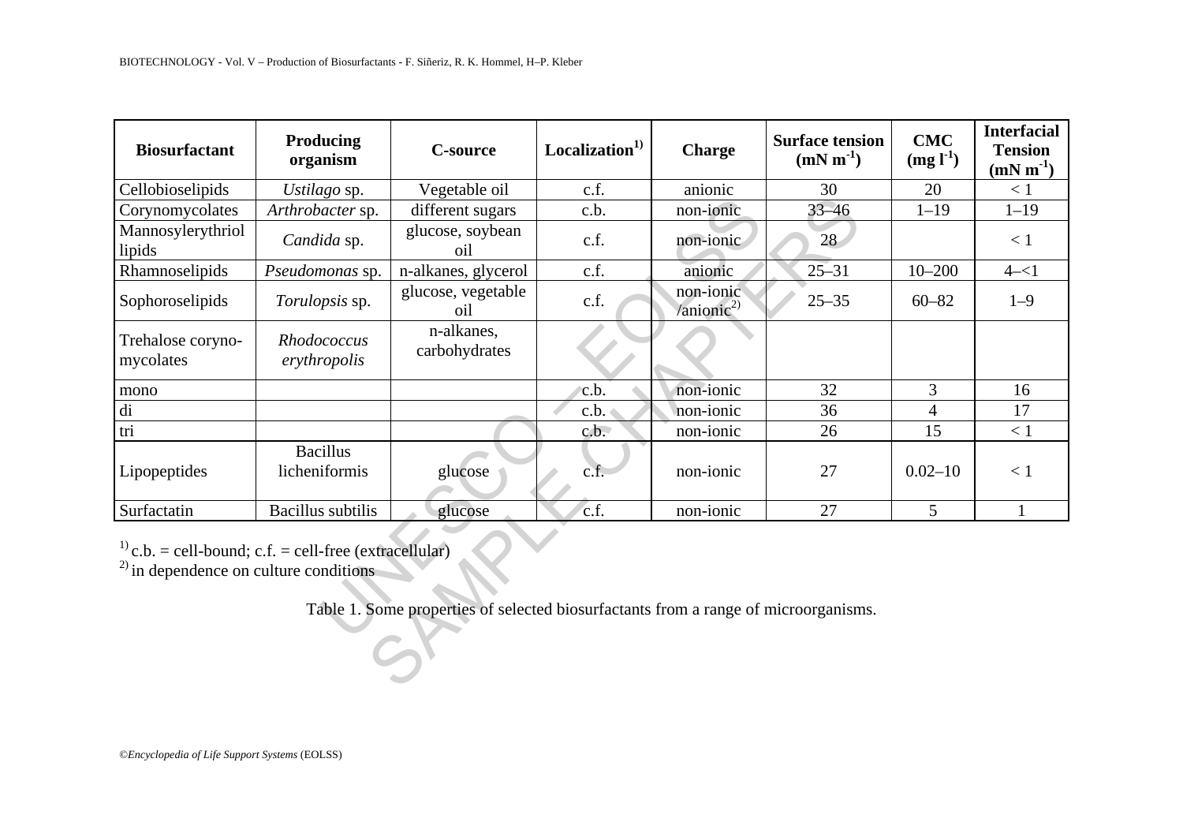| Biosurfactant | Producing organism | C-source | Localization[1] | Charge | Surface tension ($mN\ m^{-1}$) | CMC ($mg\ l^{-1}$) | Interfacial Tension ($mN\ m^{-1}$) |
|---|---|---|---|---|---|---|---|
| Cellobioselipids | *Ustilago* sp. | Vegetable oil | c.f. | anionic | 30 | 20 | < 1 |
| Corynomycolates | *Arthrobacter* sp. | different sugars | c.b. | non-ionic | 33–46 | 1–19 | 1–19 |
| Mannosylerythriol lipids | *Candida* sp. | glucose, soybean oil | c.f. | non-ionic | 28 | | < 1 |
| Rhamnoselipids | *Pseudomonas* sp. | n-alkanes, glycerol | c.f. | anionic | 25–31 | 10–200 | 4–<1 |
| Sophoroselipids | *Torulopsis* sp. | glucose, vegetable oil | c.f. | non-ionic /anionic[2] | 25–35 | 60–82 | 1–9 |
| Trehalose coryno-mycolates | *Rhodococcus erythropolis* | n-alkanes, carbohydrates | | | | | |
| mono | | | c.b. | non-ionic | 32 | 3 | 16 |
| di | | | c.b. | non-ionic | 36 | 4 | 17 |
| tri | | | c.b. | non-ionic | 26 | 15 | < 1 |
| Lipopeptides | Bacillus licheniformis | glucose | c.f. | non-ionic | 27 | 0.02–10 | < 1 |
| Surfactatin | Bacillus subtilis | glucose | c.f. | non-ionic | 27 | 5 | 1 |

[1] c.b. = cell-bound; c.f. = cell-free (extracellular)
[2] in dependence on culture conditions

Table 1. Some properties of selected biosurfactants from a range of microorganisms.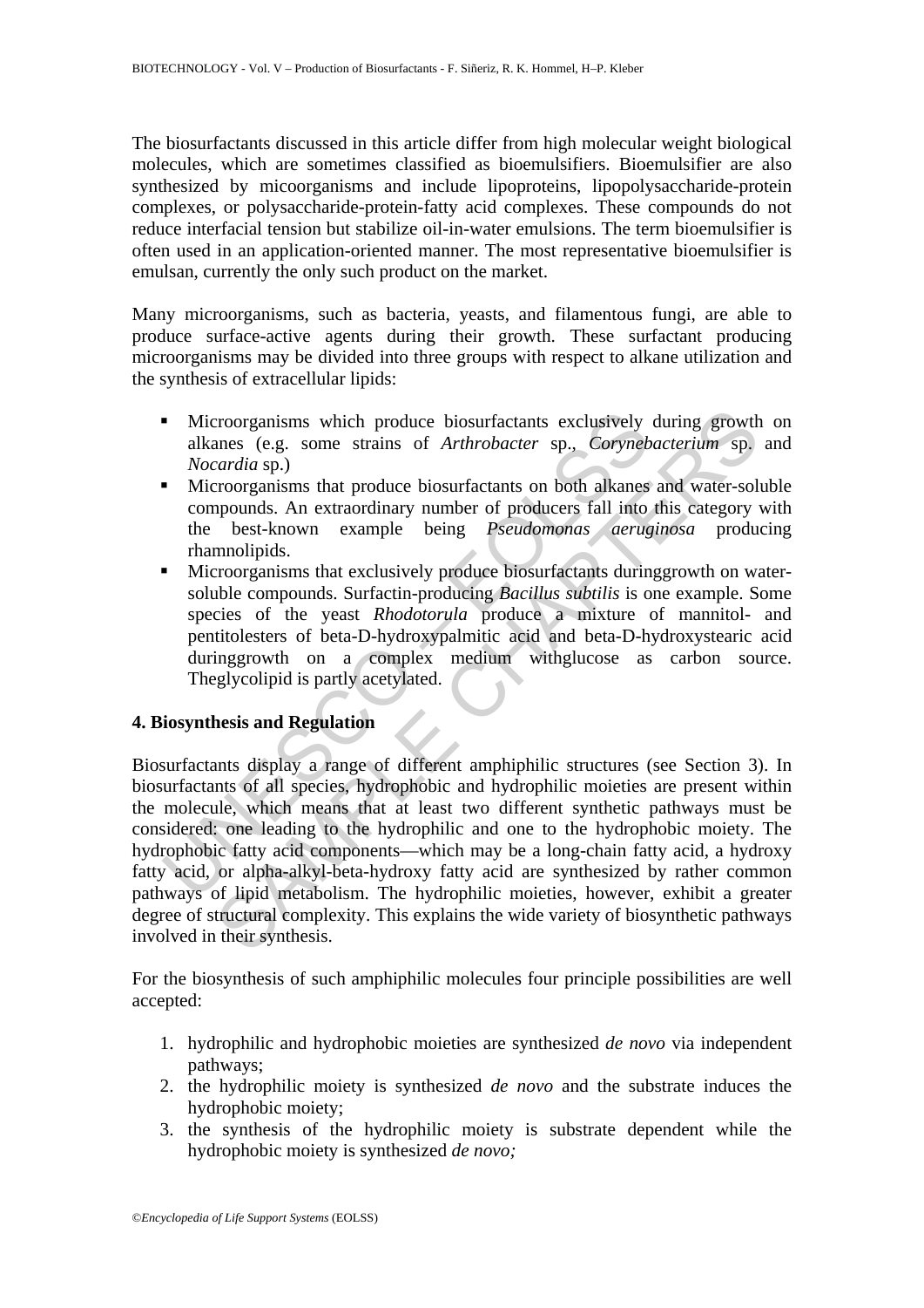The biosurfactants discussed in this article differ from high molecular weight biological molecules, which are sometimes classified as bioemulsifiers. Bioemulsifier are also synthesized by micoorganisms and include lipoproteins, lipopolysaccharide-protein complexes, or polysaccharide-protein-fatty acid complexes. These compounds do not reduce interfacial tension but stabilize oil-in-water emulsions. The term bioemulsifier is often used in an application-oriented manner. The most representative bioemulsifier is emulsan, currently the only such product on the market.

Many microorganisms, such as bacteria, yeasts, and filamentous fungi, are able to produce surface-active agents during their growth. These surfactant producing microorganisms may be divided into three groups with respect to alkane utilization and the synthesis of extracellular lipids:

- Microorganisms which produce biosurfactants exclusively during growth on alkanes (e.g. some strains of *Arthrobacter* sp., *Corynebacterium* sp. and *Nocardia* sp.)
- Microorganisms that produce biosurfactants on both alkanes and water-soluble compounds. An extraordinary number of producers fall into this category with the best-known example being *Pseudomonas aeruginosa* producing rhamnolipids.
- Microorganisms that exclusively produce biosurfactants duringgrowth on water-soluble compounds. Surfactin-producing *Bacillus subtilis* is one example. Some species of the yeast *Rhodotorula* produce a mixture of mannitol- and pentitolesters of beta-D-hydroxypalmitic acid and beta-D-hydroxystearic acid duringgrowth on a complex medium withglucose as carbon source. Theglycolipid is partly acetylated.

## 4. Biosynthesis and Regulation

Biosurfactants display a range of different amphiphilic structures (see Section 3). In biosurfactants of all species, hydrophobic and hydrophilic moieties are present within the molecule, which means that at least two different synthetic pathways must be considered: one leading to the hydrophilic and one to the hydrophobic moiety. The hydrophobic fatty acid components—which may be a long-chain fatty acid, a hydroxy fatty acid, or alpha-alkyl-beta-hydroxy fatty acid are synthesized by rather common pathways of lipid metabolism. The hydrophilic moieties, however, exhibit a greater degree of structural complexity. This explains the wide variety of biosynthetic pathways involved in their synthesis.

For the biosynthesis of such amphiphilic molecules four principle possibilities are well accepted:

1. hydrophilic and hydrophobic moieties are synthesized *de novo* via independent pathways;
2. the hydrophilic moiety is synthesized *de novo* and the substrate induces the hydrophobic moiety;
3. the synthesis of the hydrophilic moiety is substrate dependent while the hydrophobic moiety is synthesized *de novo;*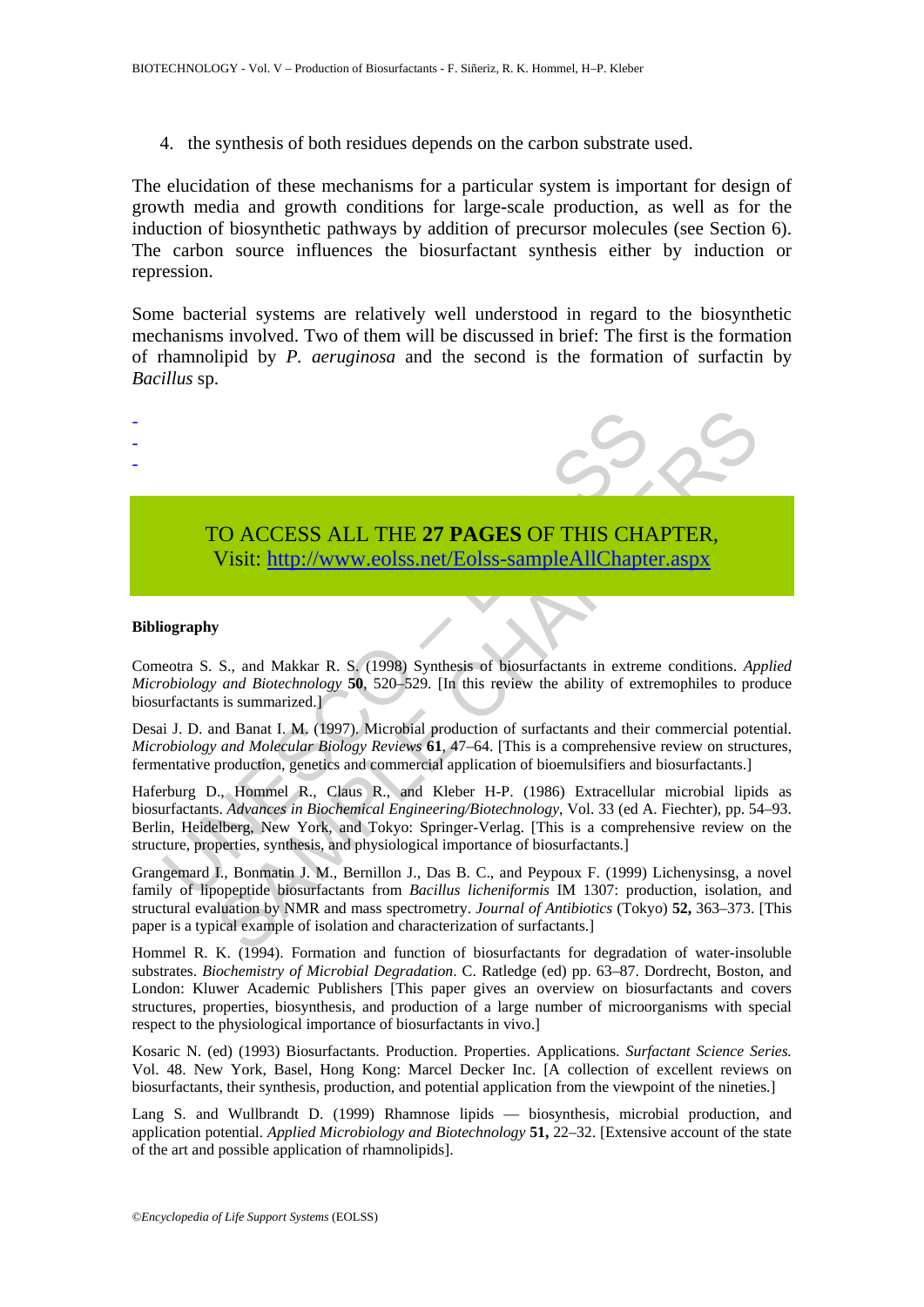4. the synthesis of both residues depends on the carbon substrate used.

The elucidation of these mechanisms for a particular system is important for design of growth media and growth conditions for large-scale production, as well as for the induction of biosynthetic pathways by addition of precursor molecules (see Section 6). The carbon source influences the biosurfactant synthesis either by induction or repression.

Some bacterial systems are relatively well understood in regard to the biosynthetic mechanisms involved. Two of them will be discussed in brief: The first is the formation of rhamnolipid by *P. aeruginosa* and the second is the formation of surfactin by *Bacillus* sp.

-
-
-

TO ACCESS ALL THE **27 PAGES** OF THIS CHAPTER,
Visit: http://www.eolss.net/Eolss-sampleAllChapter.aspx

**Bibliography**

Comeotra S. S., and Makkar R. S. (1998) Synthesis of biosurfactants in extreme conditions. *Applied Microbiology and Biotechnology* **50**, 520–529. [In this review the ability of extremophiles to produce biosurfactants is summarized.]

Desai J. D. and Banat I. M. (1997). Microbial production of surfactants and their commercial potential. *Microbiology and Molecular Biology Reviews* **61**, 47–64. [This is a comprehensive review on structures, fermentative production, genetics and commercial application of bioemulsifiers and biosurfactants.]

Haferburg D., Hommel R., Claus R., and Kleber H-P. (1986) Extracellular microbial lipids as biosurfactants. *Advances in Biochemical Engineering/Biotechnology*, Vol. 33 (ed A. Fiechter), pp. 54–93. Berlin, Heidelberg, New York, and Tokyo: Springer-Verlag. [This is a comprehensive review on the structure, properties, synthesis, and physiological importance of biosurfactants.]

Grangemard I., Bonmatin J. M., Bernillon J., Das B. C., and Peypoux F. (1999) Lichenysinsg, a novel family of lipopeptide biosurfactants from *Bacillus licheniformis* IM 1307: production, isolation, and structural evaluation by NMR and mass spectrometry. *Journal of Antibiotics* (Tokyo) **52,** 363–373. [This paper is a typical example of isolation and characterization of surfactants.]

Hommel R. K. (1994). Formation and function of biosurfactants for degradation of water-insoluble substrates. *Biochemistry of Microbial Degradation*. C. Ratledge (ed) pp. 63–87. Dordrecht, Boston, and London: Kluwer Academic Publishers [This paper gives an overview on biosurfactants and covers structures, properties, biosynthesis, and production of a large number of microorganisms with special respect to the physiological importance of biosurfactants in vivo.]

Kosaric N. (ed) (1993) Biosurfactants. Production. Properties. Applications. *Surfactant Science Series.* Vol. 48. New York, Basel, Hong Kong: Marcel Decker Inc. [A collection of excellent reviews on biosurfactants, their synthesis, production, and potential application from the viewpoint of the nineties.]

Lang S. and Wullbrandt D. (1999) Rhamnose lipids — biosynthesis, microbial production, and application potential. *Applied Microbiology and Biotechnology* **51,** 22–32. [Extensive account of the state of the art and possible application of rhamnolipids].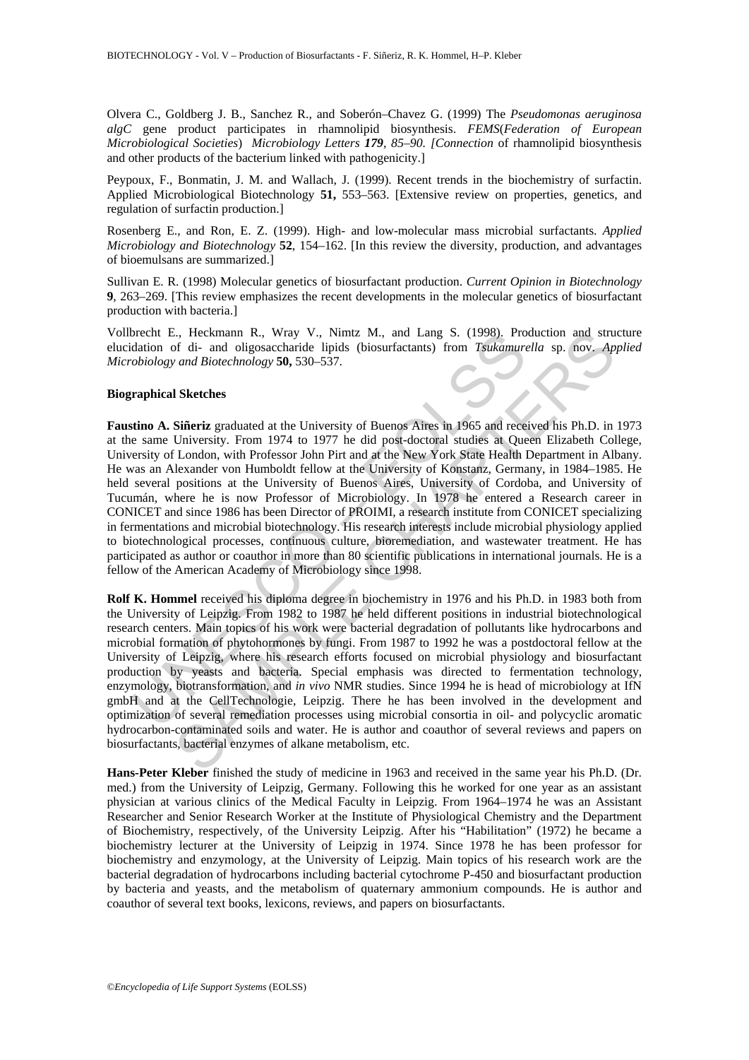Olvera C., Goldberg J. B., Sanchez R., and Soberón–Chavez G. (1999) The *Pseudomonas aeruginosa algC* gene product participates in rhamnolipid biosynthesis. *FEMS*(*Federation of European Microbiological Societies*) *Microbiology Letters* ***179**, 85–90. [Connection* of rhamnolipid biosynthesis and other products of the bacterium linked with pathogenicity.]

Peypoux, F., Bonmatin, J. M. and Wallach, J. (1999). Recent trends in the biochemistry of surfactin. Applied Microbiological Biotechnology **51,** 553–563. [Extensive review on properties, genetics, and regulation of surfactin production.]

Rosenberg E., and Ron, E. Z. (1999). High- and low-molecular mass microbial surfactants. *Applied Microbiology and Biotechnology* **52**, 154–162. [In this review the diversity, production, and advantages of bioemulsans are summarized.]

Sullivan E. R. (1998) Molecular genetics of biosurfactant production. *Current Opinion in Biotechnology* **9**, 263–269. [This review emphasizes the recent developments in the molecular genetics of biosurfactant production with bacteria.]

Vollbrecht E., Heckmann R., Wray V., Nimtz M., and Lang S. (1998). Production and structure elucidation of di- and oligosaccharide lipids (biosurfactants) from *Tsukamurella* sp. nov. *Applied Microbiology and Biotechnology* **50,** 530–537.

**Biographical Sketches**

**Faustino A. Siñeriz** graduated at the University of Buenos Aires in 1965 and received his Ph.D. in 1973 at the same University. From 1974 to 1977 he did post-doctoral studies at Queen Elizabeth College, University of London, with Professor John Pirt and at the New York State Health Department in Albany. He was an Alexander von Humboldt fellow at the University of Konstanz, Germany, in 1984–1985. He held several positions at the University of Buenos Aires, University of Cordoba, and University of Tucumán, where he is now Professor of Microbiology. In 1978 he entered a Research career in CONICET and since 1986 has been Director of PROIMI, a research institute from CONICET specializing in fermentations and microbial biotechnology. His research interests include microbial physiology applied to biotechnological processes, continuous culture, bioremediation, and wastewater treatment. He has participated as author or coauthor in more than 80 scientific publications in international journals. He is a fellow of the American Academy of Microbiology since 1998.

**Rolf K. Hommel** received his diploma degree in biochemistry in 1976 and his Ph.D. in 1983 both from the University of Leipzig. From 1982 to 1987 he held different positions in industrial biotechnological research centers. Main topics of his work were bacterial degradation of pollutants like hydrocarbons and microbial formation of phytohormones by fungi. From 1987 to 1992 he was a postdoctoral fellow at the University of Leipzig, where his research efforts focused on microbial physiology and biosurfactant production by yeasts and bacteria. Special emphasis was directed to fermentation technology, enzymology, biotransformation, and *in vivo* NMR studies. Since 1994 he is head of microbiology at IfN gmbH and at the CellTechnologie, Leipzig. There he has been involved in the development and optimization of several remediation processes using microbial consortia in oil- and polycyclic aromatic hydrocarbon-contaminated soils and water. He is author and coauthor of several reviews and papers on biosurfactants, bacterial enzymes of alkane metabolism, etc.

**Hans-Peter Kleber** finished the study of medicine in 1963 and received in the same year his Ph.D. (Dr. med.) from the University of Leipzig, Germany. Following this he worked for one year as an assistant physician at various clinics of the Medical Faculty in Leipzig. From 1964–1974 he was an Assistant Researcher and Senior Research Worker at the Institute of Physiological Chemistry and the Department of Biochemistry, respectively, of the University Leipzig. After his "Habilitation" (1972) he became a biochemistry lecturer at the University of Leipzig in 1974. Since 1978 he has been professor for biochemistry and enzymology, at the University of Leipzig. Main topics of his research work are the bacterial degradation of hydrocarbons including bacterial cytochrome P-450 and biosurfactant production by bacteria and yeasts, and the metabolism of quaternary ammonium compounds. He is author and coauthor of several text books, lexicons, reviews, and papers on biosurfactants.